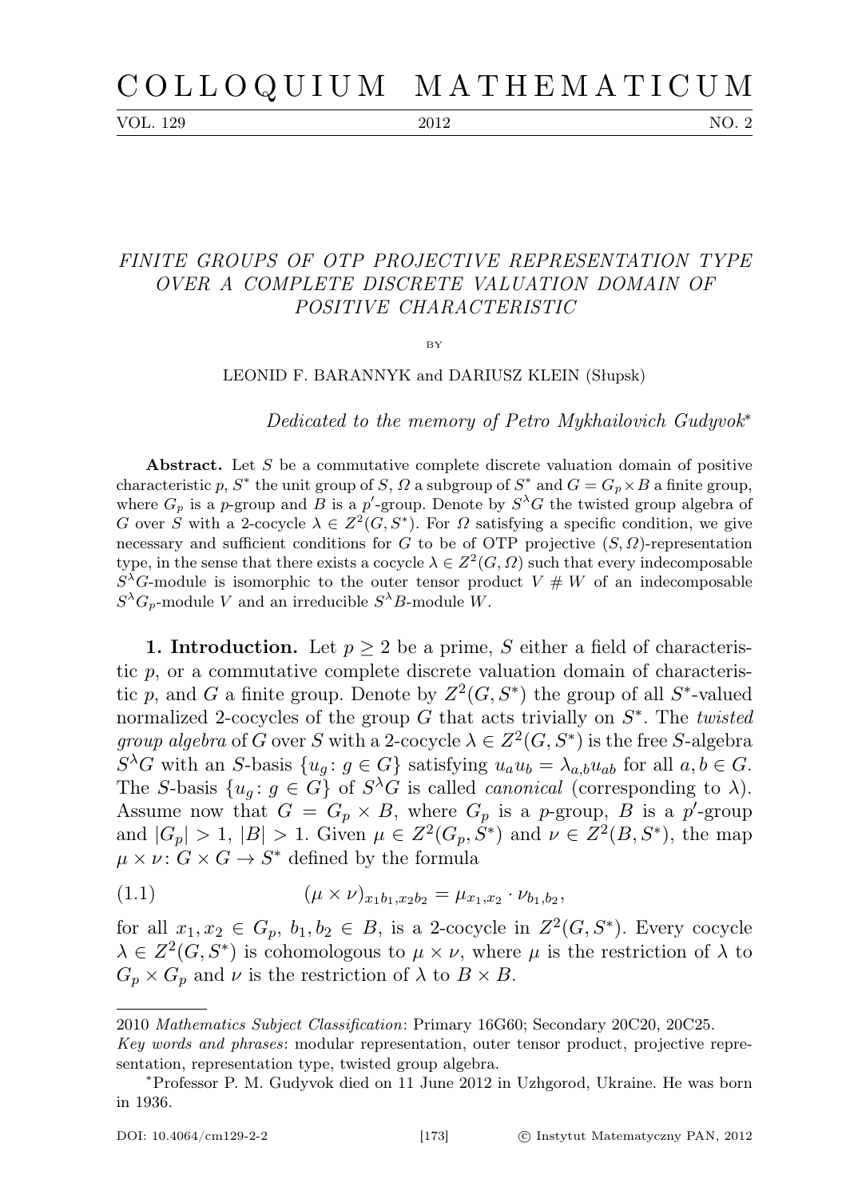# FINITE GROUPS OF OTP PROJECTIVE REPRESENTATION TYPE OVER A COMPLETE DISCRETE VALUATION DOMAIN OF POSITIVE CHARACTERISTIC

BY

LEONID F. BARANNYK and DARIUSZ KLEIN (Słupsk)

*Dedicated to the memory of Petro Mykhailovich Gudyvok*[*]

**Abstract.** Let $S$ be a commutative complete discrete valuation domain of positive characteristic $p$, $S^*$ the unit group of $S$, $\Omega$ a subgroup of $S^*$ and $G = G_p \times B$ a finite group, where $G_p$ is a $p$-group and $B$ is a $p'$-group. Denote by $S^\lambda G$ the twisted group algebra of $G$ over $S$ with a 2-cocycle $\lambda \in Z^2(G, S^*)$. For $\Omega$ satisfying a specific condition, we give necessary and sufficient conditions for $G$ to be of OTP projective $(S, \Omega)$-representation type, in the sense that there exists a cocycle $\lambda \in Z^2(G, \Omega)$ such that every indecomposable $S^\lambda G$-module is isomorphic to the outer tensor product $V \# W$ of an indecomposable $S^\lambda G_p$-module $V$ and an irreducible $S^\lambda B$-module $W$.

**1. Introduction.** Let $p \geq 2$ be a prime, $S$ either a field of characteristic $p$, or a commutative complete discrete valuation domain of characteristic $p$, and $G$ a finite group. Denote by $Z^2(G, S^*)$ the group of all $S^*$-valued normalized 2-cocycles of the group $G$ that acts trivially on $S^*$. The *twisted group algebra* of $G$ over $S$ with a 2-cocycle $\lambda \in Z^2(G, S^*)$ is the free $S$-algebra $S^\lambda G$ with an $S$-basis $\{u_g : g \in G\}$ satisfying $u_a u_b = \lambda_{a,b} u_{ab}$ for all $a, b \in G$. The $S$-basis $\{u_g : g \in G\}$ of $S^\lambda G$ is called *canonical* (corresponding to $\lambda$). Assume now that $G = G_p \times B$, where $G_p$ is a $p$-group, $B$ is a $p'$-group and $|G_p| > 1$, $|B| > 1$. Given $\mu \in Z^2(G_p, S^*)$ and $\nu \in Z^2(B, S^*)$, the map $\mu \times \nu : G \times G \to S^*$ defined by the formula

$$(\mu \times \nu)_{x_1 b_1, x_2 b_2} = \mu_{x_1, x_2} \cdot \nu_{b_1, b_2}, \tag{1.1}$$

for all $x_1, x_2 \in G_p$, $b_1, b_2 \in B$, is a 2-cocycle in $Z^2(G, S^*)$. Every cocycle $\lambda \in Z^2(G, S^*)$ is cohomologous to $\mu \times \nu$, where $\mu$ is the restriction of $\lambda$ to $G_p \times G_p$ and $\nu$ is the restriction of $\lambda$ to $B \times B$.

---

2010 *Mathematics Subject Classification*: Primary 16G60; Secondary 20C20, 20C25.

*Key words and phrases*: modular representation, outer tensor product, projective representation, representation type, twisted group algebra.

[*]Professor P. M. Gudyvok died on 11 June 2012 in Uzhgorod, Ukraine. He was born in 1936.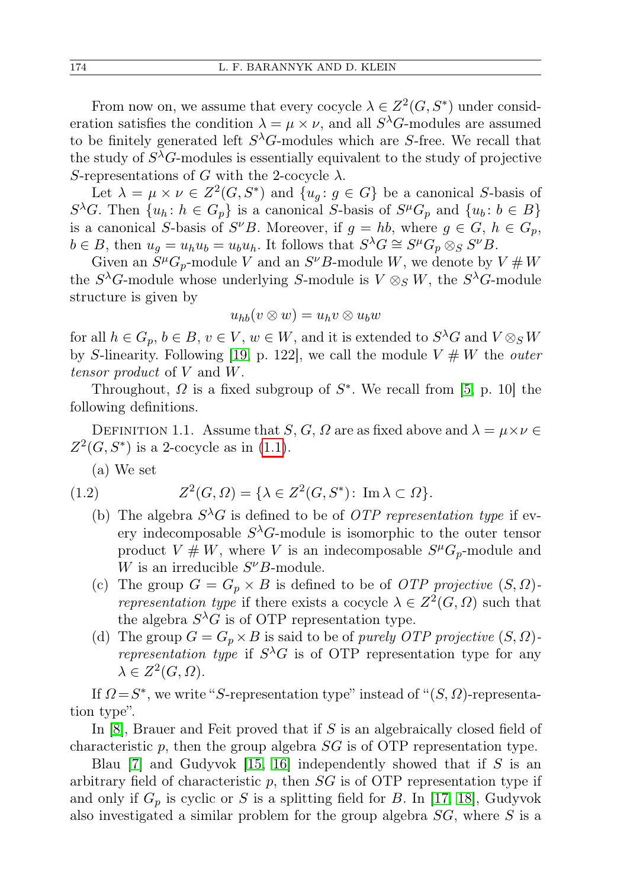From now on, we assume that every cocycle $\lambda \in Z^2(G, S^*)$ under consideration satisfies the condition $\lambda = \mu \times \nu$, and all $S^\lambda G$-modules are assumed to be finitely generated left $S^\lambda G$-modules which are $S$-free. We recall that the study of $S^\lambda G$-modules is essentially equivalent to the study of projective $S$-representations of $G$ with the 2-cocycle $\lambda$.

Let $\lambda = \mu \times \nu \in Z^2(G, S^*)$ and $\{u_g : g \in G\}$ be a canonical $S$-basis of $S^\lambda G$. Then $\{u_h : h \in G_p\}$ is a canonical $S$-basis of $S^\mu G_p$ and $\{u_b : b \in B\}$ is a canonical $S$-basis of $S^\nu B$. Moreover, if $g = hb$, where $g \in G$, $h \in G_p$, $b \in B$, then $u_g = u_h u_b = u_b u_h$. It follows that $S^\lambda G \cong S^\mu G_p \otimes_S S^\nu B$.

Given an $S^\mu G_p$-module $V$ and an $S^\nu B$-module $W$, we denote by $V \# W$ the $S^\lambda G$-module whose underlying $S$-module is $V \otimes_S W$, the $S^\lambda G$-module structure is given by

$$u_{hb}(v \otimes w) = u_h v \otimes u_b w$$

for all $h \in G_p$, $b \in B$, $v \in V$, $w \in W$, and it is extended to $S^\lambda G$ and $V \otimes_S W$ by $S$-linearity. Following [19, p. 122], we call the module $V \# W$ the *outer tensor product* of $V$ and $W$.

Throughout, $\Omega$ is a fixed subgroup of $S^*$. We recall from [5, p. 10] the following definitions.

Definition 1.1. Assume that $S$, $G$, $\Omega$ are as fixed above and $\lambda = \mu \times \nu \in Z^2(G, S^*)$ is a 2-cocycle as in (1.1).

(a) We set

$$Z^2(G, \Omega) = \{\lambda \in Z^2(G, S^*) : \operatorname{Im} \lambda \subset \Omega\}. \tag{1.2}$$

(b) The algebra $S^\lambda G$ is defined to be of *OTP representation type* if every indecomposable $S^\lambda G$-module is isomorphic to the outer tensor product $V \# W$, where $V$ is an indecomposable $S^\mu G_p$-module and $W$ is an irreducible $S^\nu B$-module.

(c) The group $G = G_p \times B$ is defined to be of *OTP projective $(S, \Omega)$-representation type* if there exists a cocycle $\lambda \in Z^2(G, \Omega)$ such that the algebra $S^\lambda G$ is of OTP representation type.

(d) The group $G = G_p \times B$ is said to be of *purely OTP projective $(S, \Omega)$-representation type* if $S^\lambda G$ is of OTP representation type for any $\lambda \in Z^2(G, \Omega)$.

If $\Omega = S^*$, we write "$S$-representation type" instead of "$(S, \Omega)$-representation type".

In [8], Brauer and Feit proved that if $S$ is an algebraically closed field of characteristic $p$, then the group algebra $SG$ is of OTP representation type.

Blau [7] and Gudyvok [15, 16] independently showed that if $S$ is an arbitrary field of characteristic $p$, then $SG$ is of OTP representation type if and only if $G_p$ is cyclic or $S$ is a splitting field for $B$. In [17, 18], Gudyvok also investigated a similar problem for the group algebra $SG$, where $S$ is a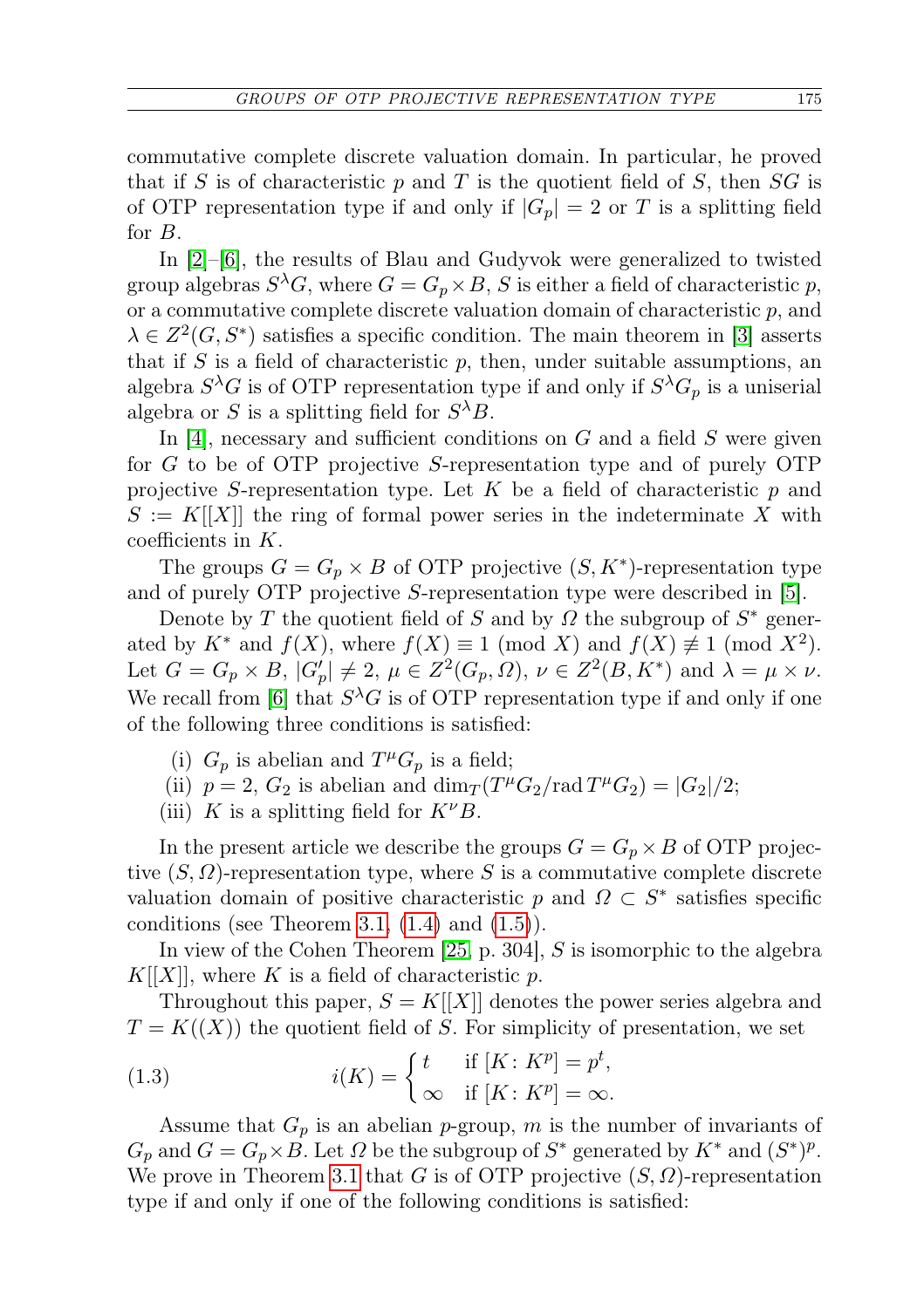commutative complete discrete valuation domain. In particular, he proved that if $S$ is of characteristic $p$ and $T$ is the quotient field of $S$, then $SG$ is of OTP representation type if and only if $|G_p| = 2$ or $T$ is a splitting field for $B$.

In [2]–[6], the results of Blau and Gudyvok were generalized to twisted group algebras $S^\lambda G$, where $G = G_p \times B$, $S$ is either a field of characteristic $p$, or a commutative complete discrete valuation domain of characteristic $p$, and $\lambda \in Z^2(G, S^*)$ satisfies a specific condition. The main theorem in [3] asserts that if $S$ is a field of characteristic $p$, then, under suitable assumptions, an algebra $S^\lambda G$ is of OTP representation type if and only if $S^\lambda G_p$ is a uniserial algebra or $S$ is a splitting field for $S^\lambda B$.

In [4], necessary and sufficient conditions on $G$ and a field $S$ were given for $G$ to be of OTP projective $S$-representation type and of purely OTP projective $S$-representation type. Let $K$ be a field of characteristic $p$ and $S := K[[X]]$ the ring of formal power series in the indeterminate $X$ with coefficients in $K$.

The groups $G = G_p \times B$ of OTP projective $(S, K^*)$-representation type and of purely OTP projective $S$-representation type were described in [5].

Denote by $T$ the quotient field of $S$ and by $\Omega$ the subgroup of $S^*$ generated by $K^*$ and $f(X)$, where $f(X) \equiv 1 \pmod X$ and $f(X) \not\equiv 1 \pmod{X^2}$. Let $G = G_p \times B$, $|G'_p| \neq 2$, $\mu \in Z^2(G_p, \Omega)$, $\nu \in Z^2(B, K^*)$ and $\lambda = \mu \times \nu$. We recall from [6] that $S^\lambda G$ is of OTP representation type if and only if one of the following three conditions is satisfied:

(i) $G_p$ is abelian and $T^\mu G_p$ is a field;
(ii) $p = 2$, $G_2$ is abelian and $\dim_T(T^\mu G_2/\operatorname{rad} T^\mu G_2) = |G_2|/2$;
(iii) $K$ is a splitting field for $K^\nu B$.

In the present article we describe the groups $G = G_p \times B$ of OTP projective $(S, \Omega)$-representation type, where $S$ is a commutative complete discrete valuation domain of positive characteristic $p$ and $\Omega \subset S^*$ satisfies specific conditions (see Theorem 3.1, (1.4) and (1.5)).

In view of the Cohen Theorem [25, p. 304], $S$ is isomorphic to the algebra $K[[X]]$, where $K$ is a field of characteristic $p$.

Throughout this paper, $S = K[[X]]$ denotes the power series algebra and $T = K((X))$ the quotient field of $S$. For simplicity of presentation, we set

$$
i(K) = \begin{cases} t & \text{if } [K\colon K^p] = p^t, \\ \infty & \text{if } [K\colon K^p] = \infty. \end{cases} \tag{1.3}
$$

Assume that $G_p$ is an abelian $p$-group, $m$ is the number of invariants of $G_p$ and $G = G_p \times B$. Let $\Omega$ be the subgroup of $S^*$ generated by $K^*$ and $(S^*)^p$. We prove in Theorem 3.1 that $G$ is of OTP projective $(S, \Omega)$-representation type if and only if one of the following conditions is satisfied: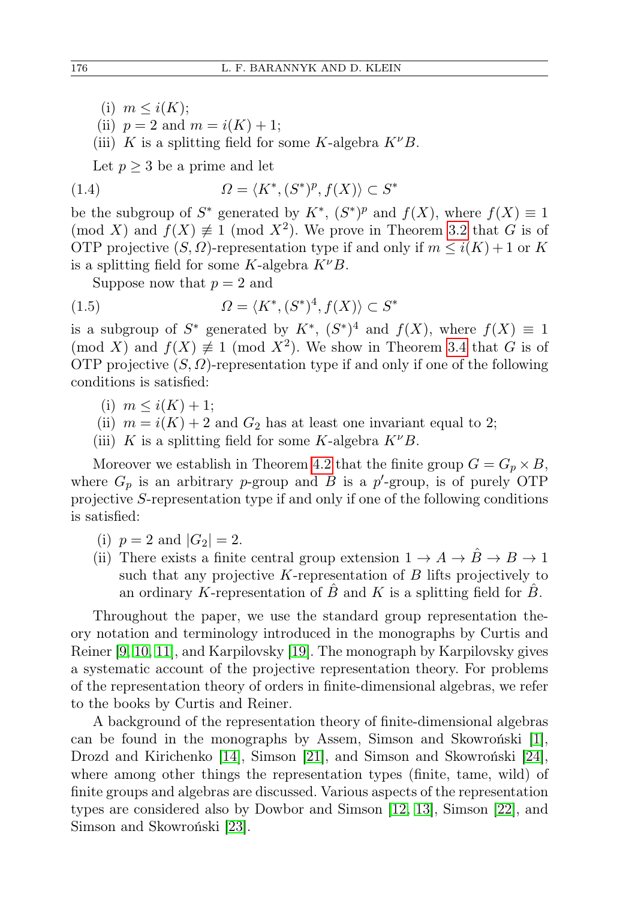(i) $m \leq i(K)$;

(ii) $p = 2$ and $m = i(K) + 1$;

(iii) $K$ is a splitting field for some $K$-algebra $K^\nu B$.

Let $p \geq 3$ be a prime and let

$$\Omega = \langle K^*, (S^*)^p, f(X) \rangle \subset S^* \tag{1.4}$$

be the subgroup of $S^*$ generated by $K^*$, $(S^*)^p$ and $f(X)$, where $f(X) \equiv 1 \pmod{X}$ and $f(X) \not\equiv 1 \pmod{X^2}$. We prove in Theorem 3.2 that $G$ is of OTP projective $(S, \Omega)$-representation type if and only if $m \leq i(K) + 1$ or $K$ is a splitting field for some $K$-algebra $K^\nu B$.

Suppose now that $p = 2$ and

$$\Omega = \langle K^*, (S^*)^4, f(X) \rangle \subset S^* \tag{1.5}$$

is a subgroup of $S^*$ generated by $K^*$, $(S^*)^4$ and $f(X)$, where $f(X) \equiv 1 \pmod{X}$ and $f(X) \not\equiv 1 \pmod{X^2}$. We show in Theorem 3.4 that $G$ is of OTP projective $(S, \Omega)$-representation type if and only if one of the following conditions is satisfied:

(i) $m \leq i(K) + 1$;

(ii) $m = i(K) + 2$ and $G_2$ has at least one invariant equal to 2;

(iii) $K$ is a splitting field for some $K$-algebra $K^\nu B$.

Moreover we establish in Theorem 4.2 that the finite group $G = G_p \times B$, where $G_p$ is an arbitrary $p$-group and $B$ is a $p'$-group, is of purely OTP projective $S$-representation type if and only if one of the following conditions is satisfied:

(i) $p = 2$ and $|G_2| = 2$.

(ii) There exists a finite central group extension $1 \to A \to \hat{B} \to B \to 1$ such that any projective $K$-representation of $B$ lifts projectively to an ordinary $K$-representation of $\hat{B}$ and $K$ is a splitting field for $\hat{B}$.

Throughout the paper, we use the standard group representation theory notation and terminology introduced in the monographs by Curtis and Reiner [9, 10, 11], and Karpilovsky [19]. The monograph by Karpilovsky gives a systematic account of the projective representation theory. For problems of the representation theory of orders in finite-dimensional algebras, we refer to the books by Curtis and Reiner.

A background of the representation theory of finite-dimensional algebras can be found in the monographs by Assem, Simson and Skowroński [1], Drozd and Kirichenko [14], Simson [21], and Simson and Skowroński [24], where among other things the representation types (finite, tame, wild) of finite groups and algebras are discussed. Various aspects of the representation types are considered also by Dowbor and Simson [12, 13], Simson [22], and Simson and Skowroński [23].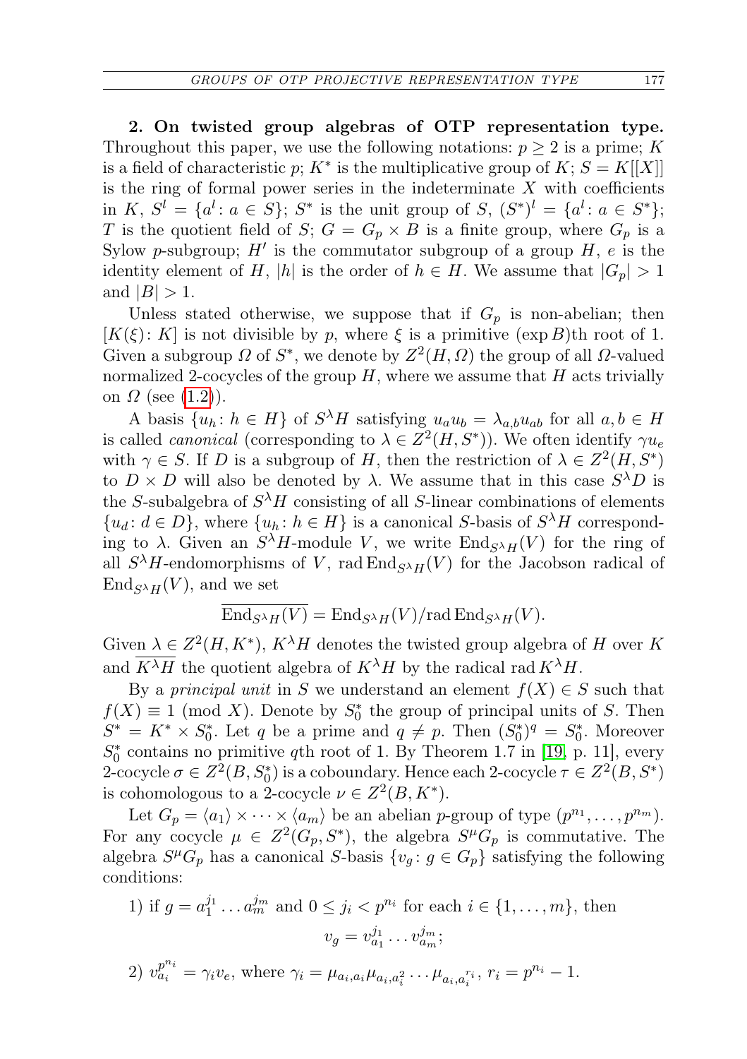**2. On twisted group algebras of OTP representation type.** Throughout this paper, we use the following notations: $p \geq 2$ is a prime; $K$ is a field of characteristic $p$; $K^*$ is the multiplicative group of $K$; $S = K[[X]]$ is the ring of formal power series in the indeterminate $X$ with coefficients in $K$, $S^l = \{a^l : a \in S\}$; $S^*$ is the unit group of $S$, $(S^*)^l = \{a^l : a \in S^*\}$; $T$ is the quotient field of $S$; $G = G_p \times B$ is a finite group, where $G_p$ is a Sylow $p$-subgroup; $H'$ is the commutator subgroup of a group $H$, $e$ is the identity element of $H$, $|h|$ is the order of $h \in H$. We assume that $|G_p| > 1$ and $|B| > 1$.

Unless stated otherwise, we suppose that if $G_p$ is non-abelian; then $[K(\xi) : K]$ is not divisible by $p$, where $\xi$ is a primitive $(\exp B)$th root of 1. Given a subgroup $\Omega$ of $S^*$, we denote by $Z^2(H, \Omega)$ the group of all $\Omega$-valued normalized 2-cocycles of the group $H$, where we assume that $H$ acts trivially on $\Omega$ (see (1.2)).

A basis $\{u_h : h \in H\}$ of $S^\lambda H$ satisfying $u_a u_b = \lambda_{a,b} u_{ab}$ for all $a, b \in H$ is called *canonical* (corresponding to $\lambda \in Z^2(H, S^*)$). We often identify $\gamma u_e$ with $\gamma \in S$. If $D$ is a subgroup of $H$, then the restriction of $\lambda \in Z^2(H, S^*)$ to $D \times D$ will also be denoted by $\lambda$. We assume that in this case $S^\lambda D$ is the $S$-subalgebra of $S^\lambda H$ consisting of all $S$-linear combinations of elements $\{u_d : d \in D\}$, where $\{u_h : h \in H\}$ is a canonical $S$-basis of $S^\lambda H$ corresponding to $\lambda$. Given an $S^\lambda H$-module $V$, we write $\mathrm{End}_{S^\lambda H}(V)$ for the ring of all $S^\lambda H$-endomorphisms of $V$, $\mathrm{rad}\,\mathrm{End}_{S^\lambda H}(V)$ for the Jacobson radical of $\mathrm{End}_{S^\lambda H}(V)$, and we set

$$\overline{\mathrm{End}_{S^\lambda H}(V)} = \mathrm{End}_{S^\lambda H}(V)/\mathrm{rad}\,\mathrm{End}_{S^\lambda H}(V).$$

Given $\lambda \in Z^2(H, K^*)$, $K^\lambda H$ denotes the twisted group algebra of $H$ over $K$ and $\overline{K^\lambda H}$ the quotient algebra of $K^\lambda H$ by the radical $\mathrm{rad}\, K^\lambda H$.

By a *principal unit* in $S$ we understand an element $f(X) \in S$ such that $f(X) \equiv 1 \pmod X$. Denote by $S_0^*$ the group of principal units of $S$. Then $S^* = K^* \times S_0^*$. Let $q$ be a prime and $q \neq p$. Then $(S_0^*)^q = S_0^*$. Moreover $S_0^*$ contains no primitive $q$th root of 1. By Theorem 1.7 in [19, p. 11], every 2-cocycle $\sigma \in Z^2(B, S_0^*)$ is a coboundary. Hence each 2-cocycle $\tau \in Z^2(B, S^*)$ is cohomologous to a 2-cocycle $\nu \in Z^2(B, K^*)$.

Let $G_p = \langle a_1 \rangle \times \cdots \times \langle a_m \rangle$ be an abelian $p$-group of type $(p^{n_1}, \ldots, p^{n_m})$. For any cocycle $\mu \in Z^2(G_p, S^*)$, the algebra $S^\mu G_p$ is commutative. The algebra $S^\mu G_p$ has a canonical $S$-basis $\{v_g : g \in G_p\}$ satisfying the following conditions:

1) if $g = a_1^{j_1} \ldots a_m^{j_m}$ and $0 \leq j_i < p^{n_i}$ for each $i \in \{1, \ldots, m\}$, then

$$v_g = v_{a_1}^{j_1} \ldots v_{a_m}^{j_m};$$

2) $v_{a_i}^{p^{n_i}} = \gamma_i v_e$, where $\gamma_i = \mu_{a_i, a_i} \mu_{a_i, a_i^2} \ldots \mu_{a_i, a_i^{r_i}}$, $r_i = p^{n_i} - 1$.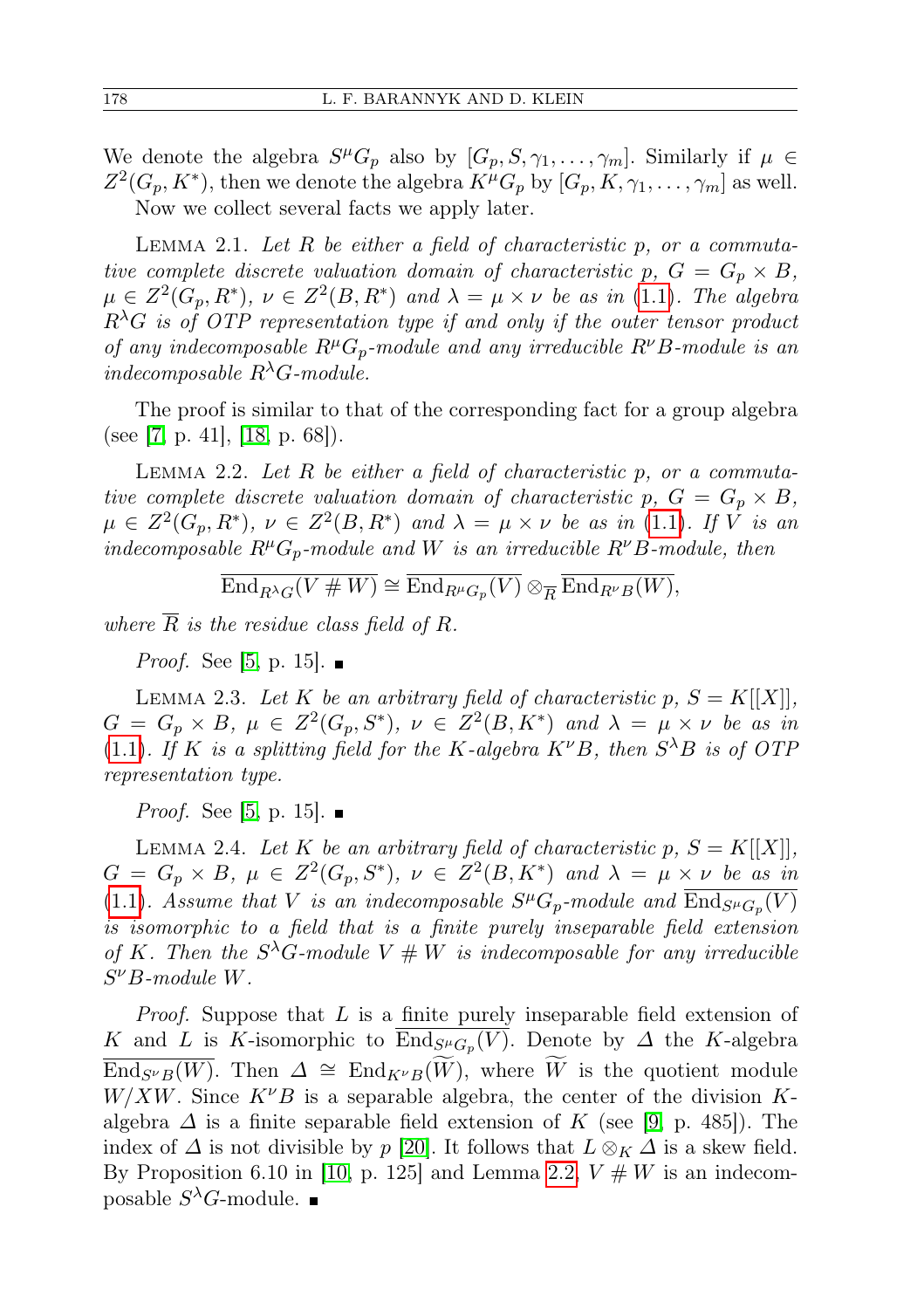We denote the algebra $S^\mu G_p$ also by $[G_p, S, \gamma_1, \dots, \gamma_m]$. Similarly if $\mu \in Z^2(G_p, K^*)$, then we denote the algebra $K^\mu G_p$ by $[G_p, K, \gamma_1, \dots, \gamma_m]$ as well.

Now we collect several facts we apply later.

LEMMA 2.1. *Let $R$ be either a field of characteristic $p$, or a commutative complete discrete valuation domain of characteristic $p$, $G = G_p \times B$, $\mu \in Z^2(G_p, R^*)$, $\nu \in Z^2(B, R^*)$ and $\lambda = \mu \times \nu$ be as in (1.1). The algebra $R^\lambda G$ is of OTP representation type if and only if the outer tensor product of any indecomposable $R^\mu G_p$-module and any irreducible $R^\nu B$-module is an indecomposable $R^\lambda G$-module.*

The proof is similar to that of the corresponding fact for a group algebra (see [7, p. 41], [18, p. 68]).

LEMMA 2.2. *Let $R$ be either a field of characteristic $p$, or a commutative complete discrete valuation domain of characteristic $p$, $G = G_p \times B$, $\mu \in Z^2(G_p, R^*)$, $\nu \in Z^2(B, R^*)$ and $\lambda = \mu \times \nu$ be as in (1.1). If $V$ is an indecomposable $R^\mu G_p$-module and $W$ is an irreducible $R^\nu B$-module, then*

$$\overline{\operatorname{End}_{R^\lambda G}(V \# W)} \cong \overline{\operatorname{End}_{R^\mu G_p}(V)} \otimes_{\overline{R}} \overline{\operatorname{End}_{R^\nu B}(W)},$$

*where $\overline{R}$ is the residue class field of $R$.*

*Proof.* See [5, p. 15]. ■

LEMMA 2.3. *Let $K$ be an arbitrary field of characteristic $p$, $S = K[[X]]$, $G = G_p \times B$, $\mu \in Z^2(G_p, S^*)$, $\nu \in Z^2(B, K^*)$ and $\lambda = \mu \times \nu$ be as in (1.1). If $K$ is a splitting field for the $K$-algebra $K^\nu B$, then $S^\lambda B$ is of OTP representation type.*

*Proof.* See [5, p. 15]. ■

LEMMA 2.4. *Let $K$ be an arbitrary field of characteristic $p$, $S = K[[X]]$, $G = G_p \times B$, $\mu \in Z^2(G_p, S^*)$, $\nu \in Z^2(B, K^*)$ and $\lambda = \mu \times \nu$ be as in (1.1). Assume that $V$ is an indecomposable $S^\mu G_p$-module and $\overline{\operatorname{End}_{S^\mu G_p}(V)}$ is isomorphic to a field that is a finite purely inseparable field extension of $K$. Then the $S^\lambda G$-module $V \# W$ is indecomposable for any irreducible $S^\nu B$-module $W$.*

*Proof.* Suppose that $L$ is a finite purely inseparable field extension of $K$ and $L$ is $K$-isomorphic to $\overline{\operatorname{End}_{S^\mu G_p}(V)}$. Denote by $\Delta$ the $K$-algebra $\overline{\operatorname{End}_{S^\nu B}(W)}$. Then $\Delta \cong \operatorname{End}_{K^\nu B}(\widetilde{W})$, where $\widetilde{W}$ is the quotient module $W/XW$. Since $K^\nu B$ is a separable algebra, the center of the division $K$-algebra $\Delta$ is a finite separable field extension of $K$ (see [9, p. 485]). The index of $\Delta$ is not divisible by $p$ [20]. It follows that $L \otimes_K \Delta$ is a skew field. By Proposition 6.10 in [10, p. 125] and Lemma 2.2, $V \# W$ is an indecomposable $S^\lambda G$-module. ■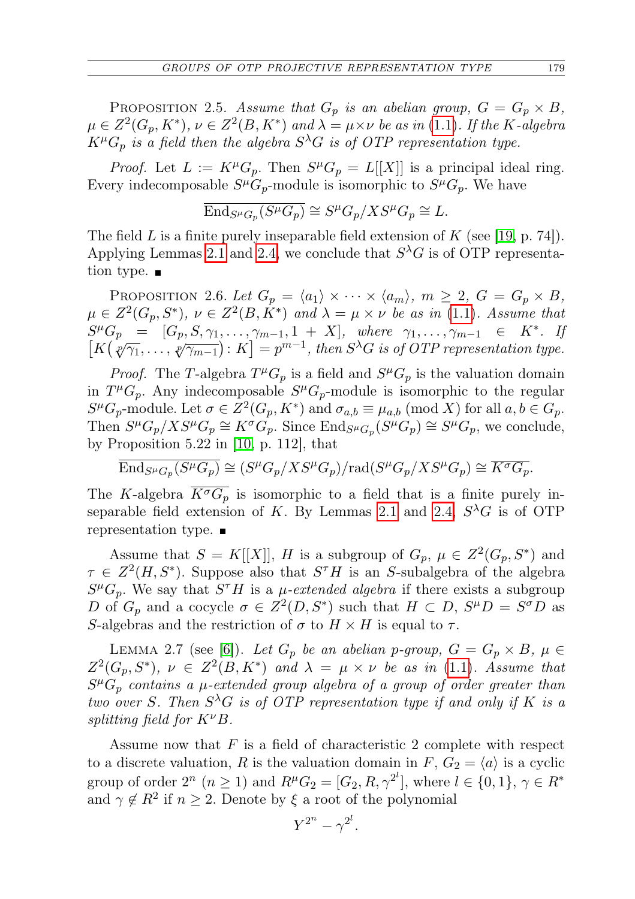Proposition 2.5. *Assume that $G_p$ is an abelian group, $G = G_p \times B$, $\mu \in Z^2(G_p, K^*)$, $\nu \in Z^2(B, K^*)$ and $\lambda = \mu \times \nu$ be as in* (1.1). *If the $K$-algebra $K^\mu G_p$ is a field then the algebra $S^\lambda G$ is of OTP representation type.*

*Proof.* Let $L := K^\mu G_p$. Then $S^\mu G_p = L[[X]]$ is a principal ideal ring. Every indecomposable $S^\mu G_p$-module is isomorphic to $S^\mu G_p$. We have

$$\overline{\mathrm{End}_{S^\mu G_p}(S^\mu G_p)} \cong S^\mu G_p / X S^\mu G_p \cong L.$$

The field $L$ is a finite purely inseparable field extension of $K$ (see [19, p. 74]). Applying Lemmas 2.1 and 2.4, we conclude that $S^\lambda G$ is of OTP representation type. ∎

Proposition 2.6. *Let $G_p = \langle a_1 \rangle \times \cdots \times \langle a_m \rangle$, $m \geq 2$, $G = G_p \times B$, $\mu \in Z^2(G_p, S^*)$, $\nu \in Z^2(B, K^*)$ and $\lambda = \mu \times \nu$ be as in* (1.1). *Assume that $S^\mu G_p = [G_p, S, \gamma_1, \ldots, \gamma_{m-1}, 1 + X]$, where $\gamma_1, \ldots, \gamma_{m-1} \in K^*$. If $\left[K\left(\sqrt[p]{\gamma_1}, \ldots, \sqrt[p]{\gamma_{m-1}}\right) : K\right] = p^{m-1}$, then $S^\lambda G$ is of OTP representation type.*

*Proof.* The $T$-algebra $T^\mu G_p$ is a field and $S^\mu G_p$ is the valuation domain in $T^\mu G_p$. Any indecomposable $S^\mu G_p$-module is isomorphic to the regular $S^\mu G_p$-module. Let $\sigma \in Z^2(G_p, K^*)$ and $\sigma_{a,b} \equiv \mu_{a,b} \pmod{X}$ for all $a, b \in G_p$. Then $S^\mu G_p / X S^\mu G_p \cong K^\sigma G_p$. Since $\mathrm{End}_{S^\mu G_p}(S^\mu G_p) \cong S^\mu G_p$, we conclude, by Proposition 5.22 in [10, p. 112], that

$$\overline{\mathrm{End}_{S^\mu G_p}(S^\mu G_p)} \cong (S^\mu G_p / X S^\mu G_p)/\mathrm{rad}(S^\mu G_p / X S^\mu G_p) \cong \overline{K^\sigma G_p}.$$

The $K$-algebra $\overline{K^\sigma G_p}$ is isomorphic to a field that is a finite purely inseparable field extension of $K$. By Lemmas 2.1 and 2.4, $S^\lambda G$ is of OTP representation type. ∎

Assume that $S = K[[X]]$, $H$ is a subgroup of $G_p$, $\mu \in Z^2(G_p, S^*)$ and $\tau \in Z^2(H, S^*)$. Suppose also that $S^\tau H$ is an $S$-subalgebra of the algebra $S^\mu G_p$. We say that $S^\tau H$ is a *$\mu$-extended algebra* if there exists a subgroup $D$ of $G_p$ and a cocycle $\sigma \in Z^2(D, S^*)$ such that $H \subset D$, $S^\mu D = S^\sigma D$ as $S$-algebras and the restriction of $\sigma$ to $H \times H$ is equal to $\tau$.

Lemma 2.7 (see [6]). *Let $G_p$ be an abelian $p$-group, $G = G_p \times B$, $\mu \in Z^2(G_p, S^*)$, $\nu \in Z^2(B, K^*)$ and $\lambda = \mu \times \nu$ be as in* (1.1). *Assume that $S^\mu G_p$ contains a $\mu$-extended group algebra of a group of order greater than two over $S$. Then $S^\lambda G$ is of OTP representation type if and only if $K$ is a splitting field for $K^\nu B$.*

Assume now that $F$ is a field of characteristic 2 complete with respect to a discrete valuation, $R$ is the valuation domain in $F$, $G_2 = \langle a \rangle$ is a cyclic group of order $2^n$ ($n \geq 1$) and $R^\mu G_2 = [G_2, R, \gamma^{2^l}]$, where $l \in \{0, 1\}$, $\gamma \in R^*$ and $\gamma \notin R^2$ if $n \geq 2$. Denote by $\xi$ a root of the polynomial

$$Y^{2^n} - \gamma^{2^l}.$$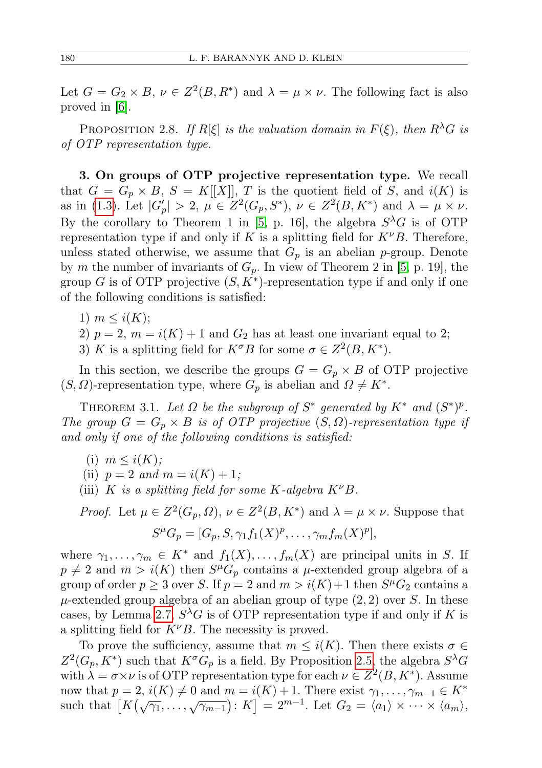Let $G = G_2 \times B$, $\nu \in Z^2(B, R^*)$ and $\lambda = \mu \times \nu$. The following fact is also proved in [6].

Proposition 2.8. *If $R[\xi]$ is the valuation domain in $F(\xi)$, then $R^\lambda G$ is of OTP representation type.*

**3. On groups of OTP projective representation type.** We recall that $G = G_p \times B$, $S = K[[X]]$, $T$ is the quotient field of $S$, and $i(K)$ is as in (1.3). Let $|G_p'| > 2$, $\mu \in Z^2(G_p, S^*)$, $\nu \in Z^2(B, K^*)$ and $\lambda = \mu \times \nu$. By the corollary to Theorem 1 in [5, p. 16], the algebra $S^\lambda G$ is of OTP representation type if and only if $K$ is a splitting field for $K^\nu B$. Therefore, unless stated otherwise, we assume that $G_p$ is an abelian $p$-group. Denote by $m$ the number of invariants of $G_p$. In view of Theorem 2 in [5, p. 19], the group $G$ is of OTP projective $(S, K^*)$-representation type if and only if one of the following conditions is satisfied:

1) $m \leq i(K)$;
2) $p = 2$, $m = i(K) + 1$ and $G_2$ has at least one invariant equal to 2;
3) $K$ is a splitting field for $K^\sigma B$ for some $\sigma \in Z^2(B, K^*)$.

In this section, we describe the groups $G = G_p \times B$ of OTP projective $(S, \Omega)$-representation type, where $G_p$ is abelian and $\Omega \neq K^*$.

Theorem 3.1. *Let $\Omega$ be the subgroup of $S^*$ generated by $K^*$ and $(S^*)^p$. The group $G = G_p \times B$ is of OTP projective $(S, \Omega)$-representation type if and only if one of the following conditions is satisfied:*

(i) *$m \leq i(K)$;*
(ii) *$p = 2$ and $m = i(K) + 1$;*
(iii) *$K$ is a splitting field for some $K$-algebra $K^\nu B$.*

*Proof.* Let $\mu \in Z^2(G_p, \Omega)$, $\nu \in Z^2(B, K^*)$ and $\lambda = \mu \times \nu$. Suppose that

$$S^\mu G_p = [G_p, S, \gamma_1 f_1(X)^p, \dots, \gamma_m f_m(X)^p],$$

where $\gamma_1, \dots, \gamma_m \in K^*$ and $f_1(X), \dots, f_m(X)$ are principal units in $S$. If $p \neq 2$ and $m > i(K)$ then $S^\mu G_p$ contains a $\mu$-extended group algebra of a group of order $p \geq 3$ over $S$. If $p = 2$ and $m > i(K) + 1$ then $S^\mu G_2$ contains a $\mu$-extended group algebra of an abelian group of type $(2, 2)$ over $S$. In these cases, by Lemma 2.7, $S^\lambda G$ is of OTP representation type if and only if $K$ is a splitting field for $K^\nu B$. The necessity is proved.

To prove the sufficiency, assume that $m \leq i(K)$. Then there exists $\sigma \in Z^2(G_p, K^*)$ such that $K^\sigma G_p$ is a field. By Proposition 2.5, the algebra $S^\lambda G$ with $\lambda = \sigma \times \nu$ is of OTP representation type for each $\nu \in Z^2(B, K^*)$. Assume now that $p = 2$, $i(K) \neq 0$ and $m = i(K) + 1$. There exist $\gamma_1, \dots, \gamma_{m-1} \in K^*$ such that $\left[K\left(\sqrt{\gamma_1}, \dots, \sqrt{\gamma_{m-1}}\right) : K\right] = 2^{m-1}$. Let $G_2 = \langle a_1 \rangle \times \cdots \times \langle a_m \rangle$,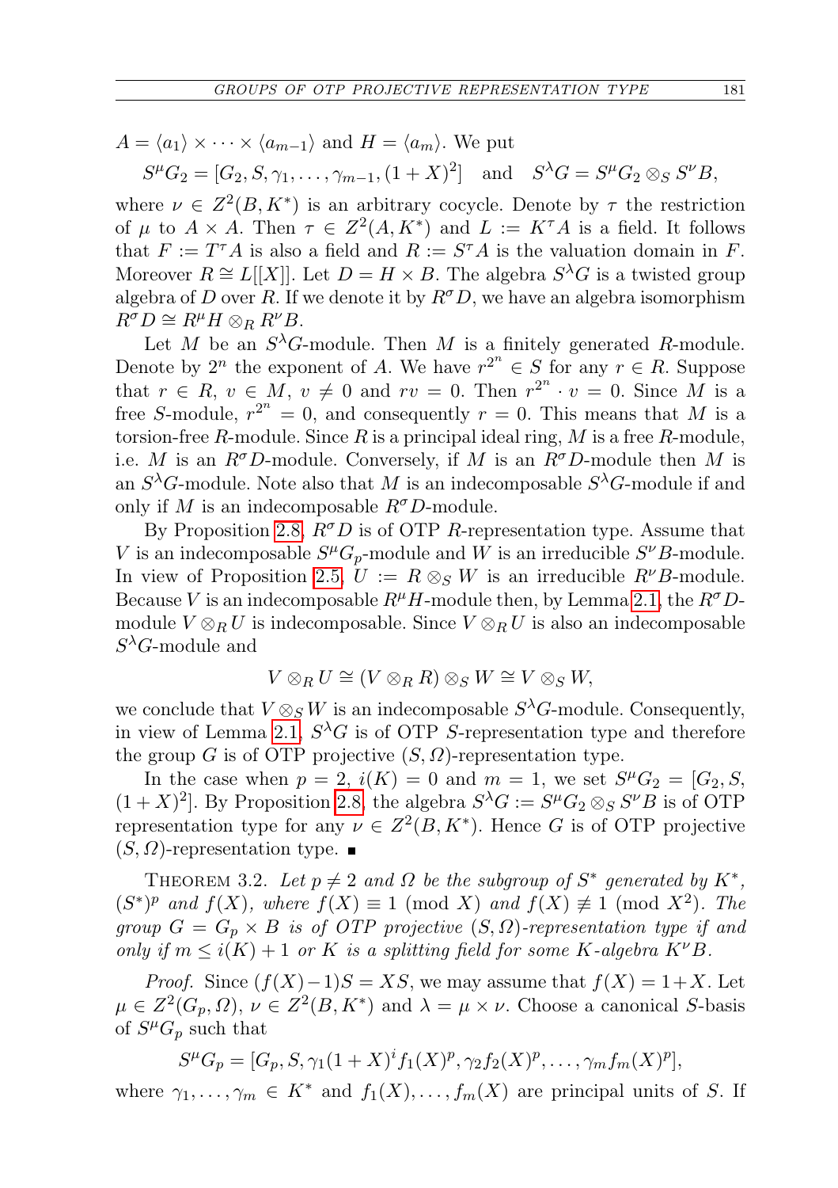$A = \langle a_1 \rangle \times \cdots \times \langle a_{m-1} \rangle$ and $H = \langle a_m \rangle$. We put

$$S^\mu G_2 = [G_2, S, \gamma_1, \dots, \gamma_{m-1}, (1+X)^2] \quad \text{and} \quad S^\lambda G = S^\mu G_2 \otimes_S S^\nu B,$$

where $\nu \in Z^2(B, K^*)$ is an arbitrary cocycle. Denote by $\tau$ the restriction of $\mu$ to $A \times A$. Then $\tau \in Z^2(A, K^*)$ and $L := K^\tau A$ is a field. It follows that $F := T^\tau A$ is also a field and $R := S^\tau A$ is the valuation domain in $F$. Moreover $R \cong L[[X]]$. Let $D = H \times B$. The algebra $S^\lambda G$ is a twisted group algebra of $D$ over $R$. If we denote it by $R^\sigma D$, we have an algebra isomorphism $R^\sigma D \cong R^\mu H \otimes_R R^\nu B$.

Let $M$ be an $S^\lambda G$-module. Then $M$ is a finitely generated $R$-module. Denote by $2^n$ the exponent of $A$. We have $r^{2^n} \in S$ for any $r \in R$. Suppose that $r \in R$, $v \in M$, $v \neq 0$ and $rv = 0$. Then $r^{2^n} \cdot v = 0$. Since $M$ is a free $S$-module, $r^{2^n} = 0$, and consequently $r = 0$. This means that $M$ is a torsion-free $R$-module. Since $R$ is a principal ideal ring, $M$ is a free $R$-module, i.e. $M$ is an $R^\sigma D$-module. Conversely, if $M$ is an $R^\sigma D$-module then $M$ is an $S^\lambda G$-module. Note also that $M$ is an indecomposable $S^\lambda G$-module if and only if $M$ is an indecomposable $R^\sigma D$-module.

By Proposition 2.8, $R^\sigma D$ is of OTP $R$-representation type. Assume that $V$ is an indecomposable $S^\mu G_p$-module and $W$ is an irreducible $S^\nu B$-module. In view of Proposition 2.5, $U := R \otimes_S W$ is an irreducible $R^\nu B$-module. Because $V$ is an indecomposable $R^\mu H$-module then, by Lemma 2.1, the $R^\sigma D$-module $V \otimes_R U$ is indecomposable. Since $V \otimes_R U$ is also an indecomposable $S^\lambda G$-module and

$$V \otimes_R U \cong (V \otimes_R R) \otimes_S W \cong V \otimes_S W,$$

we conclude that $V \otimes_S W$ is an indecomposable $S^\lambda G$-module. Consequently, in view of Lemma 2.1, $S^\lambda G$ is of OTP $S$-representation type and therefore the group $G$ is of OTP projective $(S, \Omega)$-representation type.

In the case when $p = 2$, $i(K) = 0$ and $m = 1$, we set $S^\mu G_2 = [G_2, S, (1+X)^2]$. By Proposition 2.8, the algebra $S^\lambda G := S^\mu G_2 \otimes_S S^\nu B$ is of OTP representation type for any $\nu \in Z^2(B, K^*)$. Hence $G$ is of OTP projective $(S, \Omega)$-representation type. ∎

Theorem 3.2. *Let $p \neq 2$ and $\Omega$ be the subgroup of $S^*$ generated by $K^*$, $(S^*)^p$ and $f(X)$, where $f(X) \equiv 1 \pmod{X}$ and $f(X) \not\equiv 1 \pmod{X^2}$. The group $G = G_p \times B$ is of OTP projective $(S, \Omega)$-representation type if and only if $m \leq i(K) + 1$ or $K$ is a splitting field for some $K$-algebra $K^\nu B$.*

*Proof.* Since $(f(X) - 1)S = XS$, we may assume that $f(X) = 1 + X$. Let $\mu \in Z^2(G_p, \Omega)$, $\nu \in Z^2(B, K^*)$ and $\lambda = \mu \times \nu$. Choose a canonical $S$-basis of $S^\mu G_p$ such that

$$S^\mu G_p = [G_p, S, \gamma_1 (1+X)^i f_1(X)^p, \gamma_2 f_2(X)^p, \dots, \gamma_m f_m(X)^p],$$

where $\gamma_1, \dots, \gamma_m \in K^*$ and $f_1(X), \dots, f_m(X)$ are principal units of $S$. If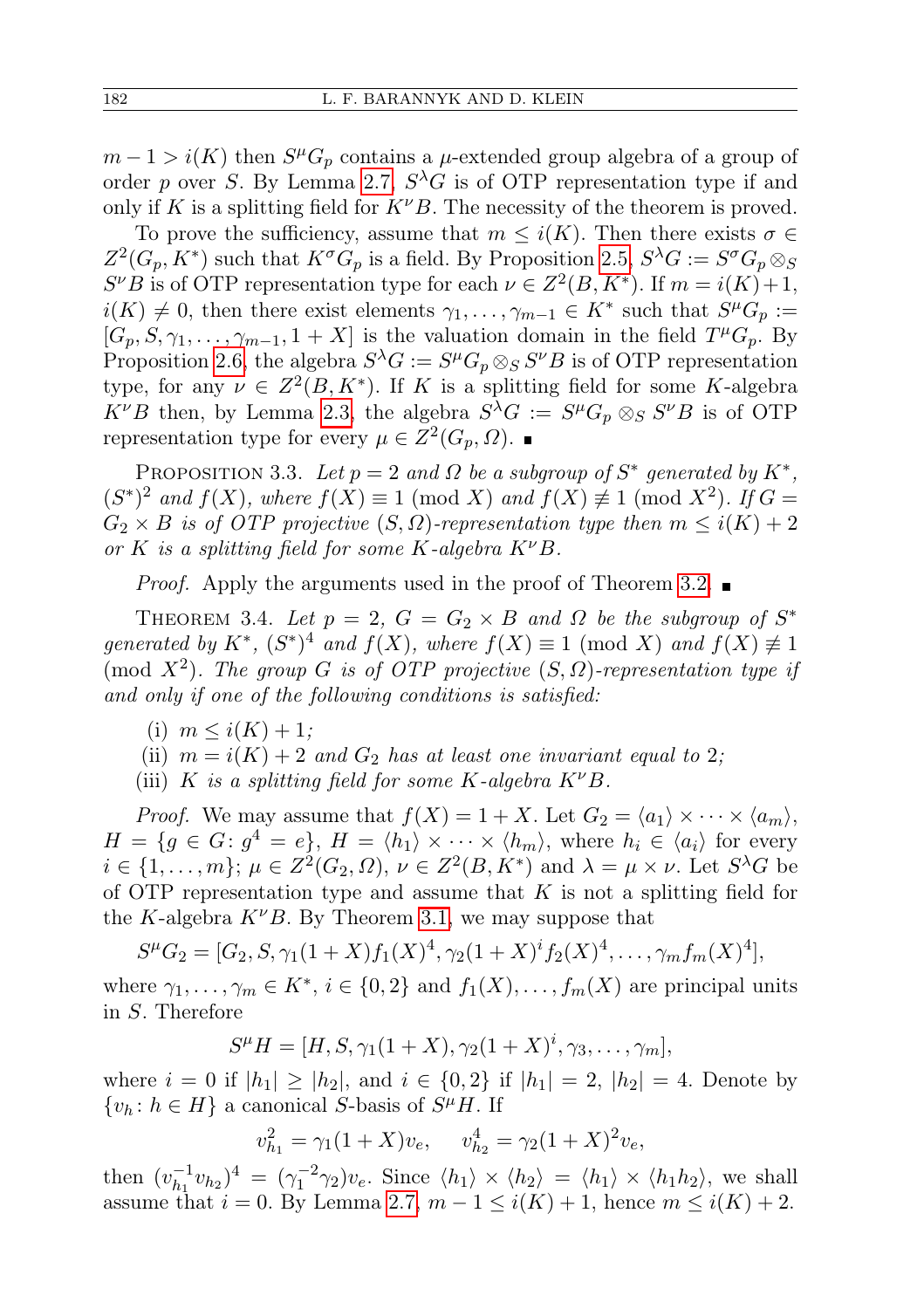$m-1 > i(K)$ then $S^\mu G_p$ contains a $\mu$-extended group algebra of a group of order $p$ over $S$. By Lemma 2.7, $S^\lambda G$ is of OTP representation type if and only if $K$ is a splitting field for $K^\nu B$. The necessity of the theorem is proved.

To prove the sufficiency, assume that $m \le i(K)$. Then there exists $\sigma \in Z^2(G_p, K^*)$ such that $K^\sigma G_p$ is a field. By Proposition 2.5, $S^\lambda G := S^\sigma G_p \otimes_S S^\nu B$ is of OTP representation type for each $\nu \in Z^2(B, K^*)$. If $m = i(K)+1$, $i(K) \neq 0$, then there exist elements $\gamma_1, \dots, \gamma_{m-1} \in K^*$ such that $S^\mu G_p := [G_p, S, \gamma_1, \dots, \gamma_{m-1}, 1+X]$ is the valuation domain in the field $T^\mu G_p$. By Proposition 2.6, the algebra $S^\lambda G := S^\mu G_p \otimes_S S^\nu B$ is of OTP representation type, for any $\nu \in Z^2(B, K^*)$. If $K$ is a splitting field for some $K$-algebra $K^\nu B$ then, by Lemma 2.3, the algebra $S^\lambda G := S^\mu G_p \otimes_S S^\nu B$ is of OTP representation type for every $\mu \in Z^2(G_p, \Omega)$. ∎

Proposition 3.3. *Let $p = 2$ and $\Omega$ be a subgroup of $S^*$ generated by $K^*$, $(S^*)^2$ and $f(X)$, where $f(X) \equiv 1 \pmod{X}$ and $f(X) \not\equiv 1 \pmod{X^2}$. If $G = G_2 \times B$ is of OTP projective $(S,\Omega)$-representation type then $m \le i(K)+2$ or $K$ is a splitting field for some $K$-algebra $K^\nu B$.*

*Proof.* Apply the arguments used in the proof of Theorem 3.2. ∎

Theorem 3.4. *Let $p = 2$, $G = G_2 \times B$ and $\Omega$ be the subgroup of $S^*$ generated by $K^*$, $(S^*)^4$ and $f(X)$, where $f(X) \equiv 1 \pmod{X}$ and $f(X) \not\equiv 1 \pmod{X^2}$. The group $G$ is of OTP projective $(S,\Omega)$-representation type if and only if one of the following conditions is satisfied:*

(i) *$m \le i(K)+1$;*
(ii) *$m = i(K)+2$ and $G_2$ has at least one invariant equal to 2;*
(iii) *$K$ is a splitting field for some $K$-algebra $K^\nu B$.*

*Proof.* We may assume that $f(X) = 1+X$. Let $G_2 = \langle a_1\rangle \times \cdots \times \langle a_m\rangle$, $H = \{g \in G\colon g^4 = e\}$, $H = \langle h_1\rangle \times \cdots \times \langle h_m\rangle$, where $h_i \in \langle a_i\rangle$ for every $i \in \{1,\dots,m\}$; $\mu \in Z^2(G_2, \Omega)$, $\nu \in Z^2(B, K^*)$ and $\lambda = \mu \times \nu$. Let $S^\lambda G$ be of OTP representation type and assume that $K$ is not a splitting field for the $K$-algebra $K^\nu B$. By Theorem 3.1, we may suppose that

$$S^\mu G_2 = [G_2, S, \gamma_1(1+X)f_1(X)^4, \gamma_2(1+X)^i f_2(X)^4, \dots, \gamma_m f_m(X)^4],$$

where $\gamma_1, \dots, \gamma_m \in K^*$, $i \in \{0,2\}$ and $f_1(X), \dots, f_m(X)$ are principal units in $S$. Therefore

$$S^\mu H = [H, S, \gamma_1(1+X), \gamma_2(1+X)^i, \gamma_3, \dots, \gamma_m],$$

where $i = 0$ if $|h_1| \ge |h_2|$, and $i \in \{0,2\}$ if $|h_1| = 2$, $|h_2| = 4$. Denote by $\{v_h\colon h \in H\}$ a canonical $S$-basis of $S^\mu H$. If

$$v_{h_1}^2 = \gamma_1(1+X)v_e, \quad v_{h_2}^4 = \gamma_2(1+X)^2 v_e,$$

then $(v_{h_1}^{-1} v_{h_2})^4 = (\gamma_1^{-2}\gamma_2)v_e$. Since $\langle h_1\rangle \times \langle h_2\rangle = \langle h_1\rangle \times \langle h_1 h_2\rangle$, we shall assume that $i = 0$. By Lemma 2.7, $m - 1 \le i(K)+1$, hence $m \le i(K)+2$.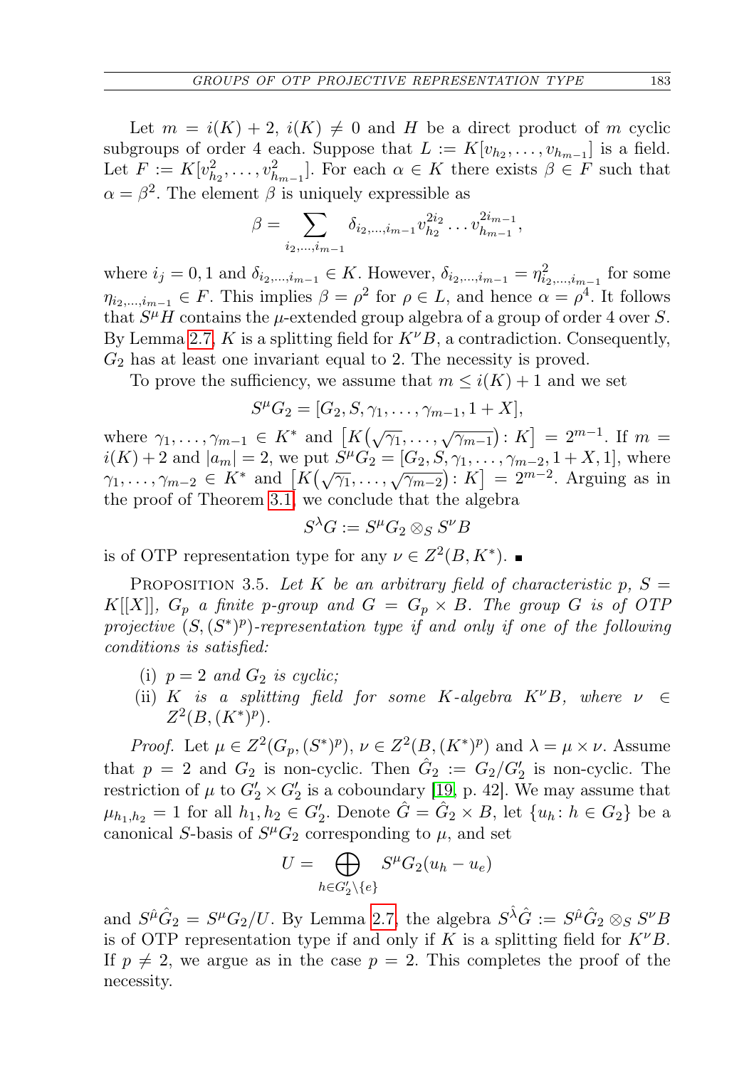Let $m = i(K) + 2$, $i(K) \neq 0$ and $H$ be a direct product of $m$ cyclic subgroups of order 4 each. Suppose that $L := K[v_{h_2}, \dots, v_{h_{m-1}}]$ is a field. Let $F := K[v_{h_2}^2, \dots, v_{h_{m-1}}^2]$. For each $\alpha \in K$ there exists $\beta \in F$ such that $\alpha = \beta^2$. The element $\beta$ is uniquely expressible as

$$\beta = \sum_{i_2,\dots,i_{m-1}} \delta_{i_2,\dots,i_{m-1}} v_{h_2}^{2i_2} \dots v_{h_{m-1}}^{2i_{m-1}},$$

where $i_j = 0, 1$ and $\delta_{i_2,\dots,i_{m-1}} \in K$. However, $\delta_{i_2,\dots,i_{m-1}} = \eta_{i_2,\dots,i_{m-1}}^2$ for some $\eta_{i_2,\dots,i_{m-1}} \in F$. This implies $\beta = \rho^2$ for $\rho \in L$, and hence $\alpha = \rho^4$. It follows that $S^\mu H$ contains the $\mu$-extended group algebra of a group of order 4 over $S$. By Lemma 2.7, $K$ is a splitting field for $K^\nu B$, a contradiction. Consequently, $G_2$ has at least one invariant equal to 2. The necessity is proved.

To prove the sufficiency, we assume that $m \leq i(K) + 1$ and we set

$$S^\mu G_2 = [G_2, S, \gamma_1, \dots, \gamma_{m-1}, 1 + X],$$

where $\gamma_1, \dots, \gamma_{m-1} \in K^*$ and $\left[K\left(\sqrt{\gamma_1}, \dots, \sqrt{\gamma_{m-1}}\right) : K\right] = 2^{m-1}$. If $m = i(K) + 2$ and $|a_m| = 2$, we put $S^\mu G_2 = [G_2, S, \gamma_1, \dots, \gamma_{m-2}, 1 + X, 1]$, where $\gamma_1, \dots, \gamma_{m-2} \in K^*$ and $\left[K\left(\sqrt{\gamma_1}, \dots, \sqrt{\gamma_{m-2}}\right) : K\right] = 2^{m-2}$. Arguing as in the proof of Theorem 3.1, we conclude that the algebra

$$S^\lambda G := S^\mu G_2 \otimes_S S^\nu B$$

is of OTP representation type for any $\nu \in Z^2(B, K^*)$. ∎

Proposition 3.5. *Let $K$ be an arbitrary field of characteristic $p$, $S = K[[X]]$, $G_p$ a finite $p$-group and $G = G_p \times B$. The group $G$ is of OTP projective $(S, (S^*)^p)$-representation type if and only if one of the following conditions is satisfied:*

(i) *$p = 2$ and $G_2$ is cyclic;*
(ii) *$K$ is a splitting field for some $K$-algebra $K^\nu B$, where $\nu \in Z^2(B, (K^*)^p)$.*

*Proof.* Let $\mu \in Z^2(G_p, (S^*)^p)$, $\nu \in Z^2(B, (K^*)^p)$ and $\lambda = \mu \times \nu$. Assume that $p = 2$ and $G_2$ is non-cyclic. Then $\hat{G}_2 := G_2/G_2'$ is non-cyclic. The restriction of $\mu$ to $G_2' \times G_2'$ is a coboundary [19, p. 42]. We may assume that $\mu_{h_1,h_2} = 1$ for all $h_1, h_2 \in G_2'$. Denote $\hat{G} = \hat{G}_2 \times B$, let $\{u_h : h \in G_2\}$ be a canonical $S$-basis of $S^\mu G_2$ corresponding to $\mu$, and set

$$U = \bigoplus_{h \in G_2' \setminus \{e\}} S^\mu G_2(u_h - u_e)$$

and $S^{\hat{\mu}} \hat{G}_2 = S^\mu G_2 / U$. By Lemma 2.7, the algebra $S^{\hat{\lambda}} \hat{G} := S^{\hat{\mu}} \hat{G}_2 \otimes_S S^\nu B$ is of OTP representation type if and only if $K$ is a splitting field for $K^\nu B$. If $p \neq 2$, we argue as in the case $p = 2$. This completes the proof of the necessity.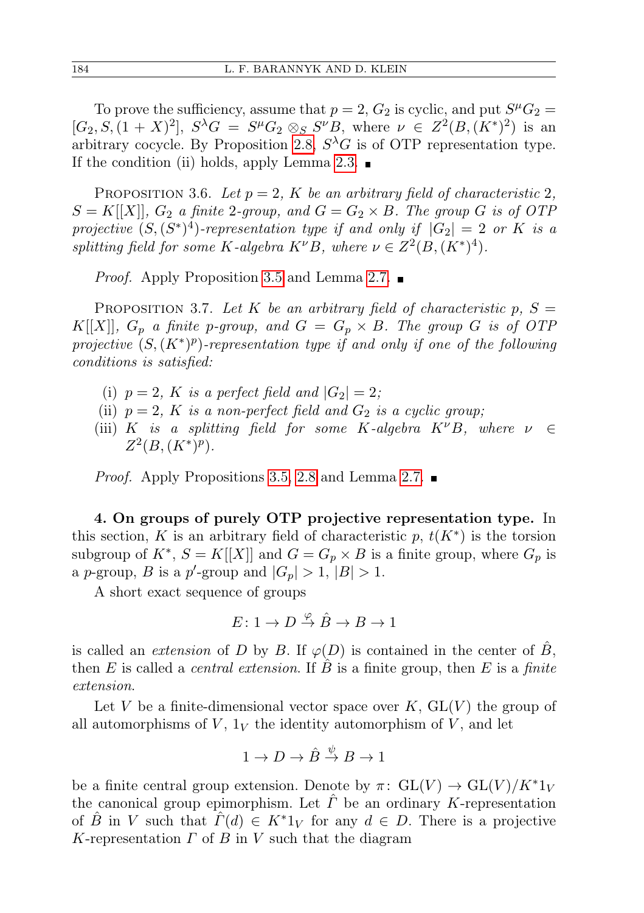To prove the sufficiency, assume that $p = 2$, $G_2$ is cyclic, and put $S^\mu G_2 = [G_2, S, (1+X)^2]$, $S^\lambda G = S^\mu G_2 \otimes_S S^\nu B$, where $\nu \in Z^2(B, (K^*)^2)$ is an arbitrary cocycle. By Proposition 2.8, $S^\lambda G$ is of OTP representation type. If the condition (ii) holds, apply Lemma 2.3. ■

Proposition 3.6. *Let $p = 2$, $K$ be an arbitrary field of characteristic 2, $S = K[[X]]$, $G_2$ a finite 2-group, and $G = G_2 \times B$. The group $G$ is of OTP projective $(S, (S^*)^4)$-representation type if and only if $|G_2| = 2$ or $K$ is a splitting field for some $K$-algebra $K^\nu B$, where $\nu \in Z^2(B, (K^*)^4)$.*

*Proof.* Apply Proposition 3.5 and Lemma 2.7. ■

Proposition 3.7. *Let $K$ be an arbitrary field of characteristic $p$, $S = K[[X]]$, $G_p$ a finite $p$-group, and $G = G_p \times B$. The group $G$ is of OTP projective $(S, (K^*)^p)$-representation type if and only if one of the following conditions is satisfied:*

- (i) *$p = 2$, $K$ is a perfect field and $|G_2| = 2$;*
- (ii) *$p = 2$, $K$ is a non-perfect field and $G_2$ is a cyclic group;*
- (iii) *$K$ is a splitting field for some $K$-algebra $K^\nu B$, where $\nu \in Z^2(B, (K^*)^p)$.*

*Proof.* Apply Propositions 3.5, 2.8 and Lemma 2.7. ■

**4. On groups of purely OTP projective representation type.** In this section, $K$ is an arbitrary field of characteristic $p$, $t(K^*)$ is the torsion subgroup of $K^*$, $S = K[[X]]$ and $G = G_p \times B$ is a finite group, where $G_p$ is a $p$-group, $B$ is a $p'$-group and $|G_p| > 1$, $|B| > 1$.

A short exact sequence of groups

$$E\colon 1 \to D \xrightarrow{\varphi} \hat{B} \to B \to 1$$

is called an *extension* of $D$ by $B$. If $\varphi(D)$ is contained in the center of $\hat{B}$, then $E$ is called a *central extension*. If $\hat{B}$ is a finite group, then $E$ is a *finite extension*.

Let $V$ be a finite-dimensional vector space over $K$, $\mathrm{GL}(V)$ the group of all automorphisms of $V$, $1_V$ the identity automorphism of $V$, and let

$$1 \to D \to \hat{B} \xrightarrow{\psi} B \to 1$$

be a finite central group extension. Denote by $\pi\colon \mathrm{GL}(V) \to \mathrm{GL}(V)/K^*1_V$ the canonical group epimorphism. Let $\hat{\Gamma}$ be an ordinary $K$-representation of $\hat{B}$ in $V$ such that $\hat{\Gamma}(d) \in K^*1_V$ for any $d \in D$. There is a projective $K$-representation $\Gamma$ of $B$ in $V$ such that the diagram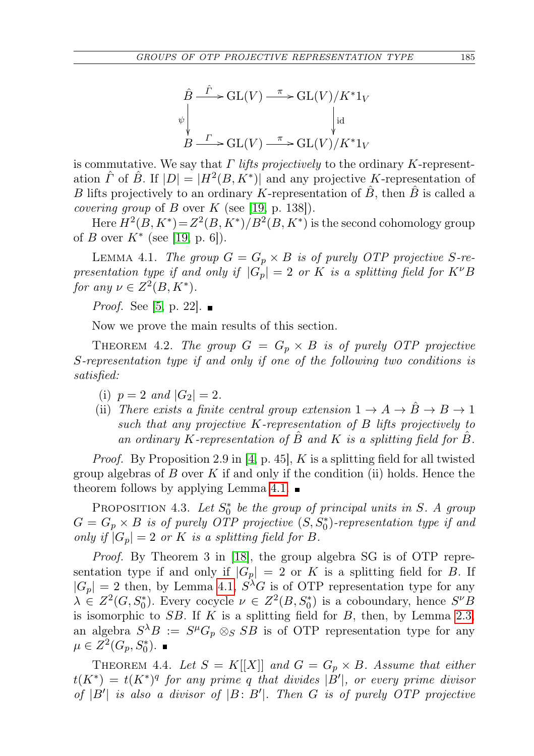$$\begin{array}{ccccc}
\hat{B} & \xrightarrow{\hat{\Gamma}} & \mathrm{GL}(V) & \xrightarrow{\pi} & \mathrm{GL}(V)/K^*1_V \\
\downarrow{\scriptstyle\psi} & & & & \downarrow{\scriptstyle\mathrm{id}} \\
B & \xrightarrow{\Gamma} & \mathrm{GL}(V) & \xrightarrow{\pi} & \mathrm{GL}(V)/K^*1_V
\end{array}$$

is commutative. We say that $\Gamma$ *lifts projectively* to the ordinary $K$-representation $\hat{\Gamma}$ of $\hat{B}$. If $|D| = |H^2(B, K^*)|$ and any projective $K$-representation of $B$ lifts projectively to an ordinary $K$-representation of $\hat{B}$, then $\hat{B}$ is called a *covering group* of $B$ over $K$ (see [19, p. 138]).

Here $H^2(B, K^*) = Z^2(B, K^*)/B^2(B, K^*)$ is the second cohomology group of $B$ over $K^*$ (see [19, p. 6]).

Lemma 4.1. *The group $G = G_p \times B$ is of purely OTP projective $S$-representation type if and only if $|G_p| = 2$ or $K$ is a splitting field for $K^\nu B$ for any $\nu \in Z^2(B, K^*)$.*

*Proof.* See [5, p. 22]. ∎

Now we prove the main results of this section.

Theorem 4.2. *The group $G = G_p \times B$ is of purely OTP projective $S$-representation type if and only if one of the following two conditions is satisfied:*

- (i) *$p = 2$ and $|G_2| = 2$.*
- (ii) *There exists a finite central group extension $1 \to A \to \hat{B} \to B \to 1$ such that any projective $K$-representation of $B$ lifts projectively to an ordinary $K$-representation of $\hat{B}$ and $K$ is a splitting field for $\hat{B}$.*

*Proof.* By Proposition 2.9 in [4, p. 45], $K$ is a splitting field for all twisted group algebras of $B$ over $K$ if and only if the condition (ii) holds. Hence the theorem follows by applying Lemma 4.1. ∎

Proposition 4.3. *Let $S_0^*$ be the group of principal units in $S$. A group $G = G_p \times B$ is of purely OTP projective $(S, S_0^*)$-representation type if and only if $|G_p| = 2$ or $K$ is a splitting field for $B$.*

*Proof.* By Theorem 3 in [18], the group algebra SG is of OTP representation type if and only if $|G_p| = 2$ or $K$ is a splitting field for $B$. If $|G_p| = 2$ then, by Lemma 4.1, $S^\lambda G$ is of OTP representation type for any $\lambda \in Z^2(G, S_0^*)$. Every cocycle $\nu \in Z^2(B, S_0^*)$ is a coboundary, hence $S^\nu B$ is isomorphic to $SB$. If $K$ is a splitting field for $B$, then, by Lemma 2.3, an algebra $S^\lambda B := S^\mu G_p \otimes_S SB$ is of OTP representation type for any $\mu \in Z^2(G_p, S_0^*)$. ∎

Theorem 4.4. *Let $S = K[[X]]$ and $G = G_p \times B$. Assume that either $t(K^*) = t(K^*)^q$ for any prime $q$ that divides $|B'|$, or every prime divisor of $|B'|$ is also a divisor of $|B\colon B'|$. Then $G$ is of purely OTP projective*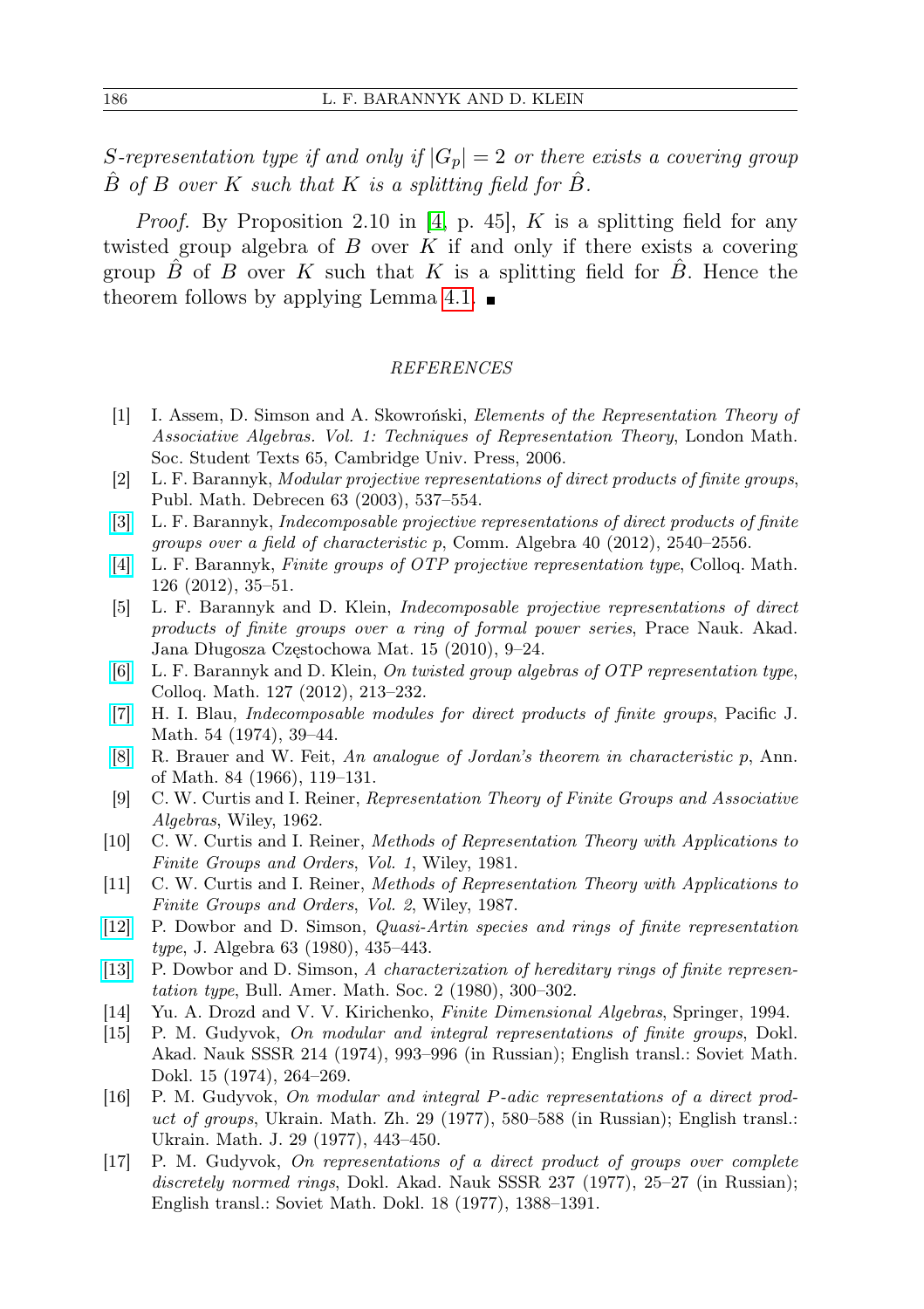*$S$-representation type if and only if $|G_p| = 2$ or there exists a covering group $\hat{B}$ of $B$ over $K$ such that $K$ is a splitting field for $\hat{B}$.*

*Proof.* By Proposition 2.10 in [4, p. 45], $K$ is a splitting field for any twisted group algebra of $B$ over $K$ if and only if there exists a covering group $\hat{B}$ of $B$ over $K$ such that $K$ is a splitting field for $\hat{B}$. Hence the theorem follows by applying Lemma 4.1. ∎

## REFERENCES

[1] I. Assem, D. Simson and A. Skowroński, *Elements of the Representation Theory of Associative Algebras. Vol. 1: Techniques of Representation Theory*, London Math. Soc. Student Texts 65, Cambridge Univ. Press, 2006.

[2] L. F. Barannyk, *Modular projective representations of direct products of finite groups*, Publ. Math. Debrecen 63 (2003), 537–554.

[3] L. F. Barannyk, *Indecomposable projective representations of direct products of finite groups over a field of characteristic p*, Comm. Algebra 40 (2012), 2540–2556.

[4] L. F. Barannyk, *Finite groups of OTP projective representation type*, Colloq. Math. 126 (2012), 35–51.

[5] L. F. Barannyk and D. Klein, *Indecomposable projective representations of direct products of finite groups over a ring of formal power series*, Prace Nauk. Akad. Jana Długosza Częstochowa Mat. 15 (2010), 9–24.

[6] L. F. Barannyk and D. Klein, *On twisted group algebras of OTP representation type*, Colloq. Math. 127 (2012), 213–232.

[7] H. I. Blau, *Indecomposable modules for direct products of finite groups*, Pacific J. Math. 54 (1974), 39–44.

[8] R. Brauer and W. Feit, *An analogue of Jordan's theorem in characteristic p*, Ann. of Math. 84 (1966), 119–131.

[9] C. W. Curtis and I. Reiner, *Representation Theory of Finite Groups and Associative Algebras*, Wiley, 1962.

[10] C. W. Curtis and I. Reiner, *Methods of Representation Theory with Applications to Finite Groups and Orders*, *Vol. 1*, Wiley, 1981.

[11] C. W. Curtis and I. Reiner, *Methods of Representation Theory with Applications to Finite Groups and Orders*, *Vol. 2*, Wiley, 1987.

[12] P. Dowbor and D. Simson, *Quasi-Artin species and rings of finite representation type*, J. Algebra 63 (1980), 435–443.

[13] P. Dowbor and D. Simson, *A characterization of hereditary rings of finite representation type*, Bull. Amer. Math. Soc. 2 (1980), 300–302.

[14] Yu. A. Drozd and V. V. Kirichenko, *Finite Dimensional Algebras*, Springer, 1994.

[15] P. M. Gudyvok, *On modular and integral representations of finite groups*, Dokl. Akad. Nauk SSSR 214 (1974), 993–996 (in Russian); English transl.: Soviet Math. Dokl. 15 (1974), 264–269.

[16] P. M. Gudyvok, *On modular and integral P-adic representations of a direct product of groups*, Ukrain. Math. Zh. 29 (1977), 580–588 (in Russian); English transl.: Ukrain. Math. J. 29 (1977), 443–450.

[17] P. M. Gudyvok, *On representations of a direct product of groups over complete discretely normed rings*, Dokl. Akad. Nauk SSSR 237 (1977), 25–27 (in Russian); English transl.: Soviet Math. Dokl. 18 (1977), 1388–1391.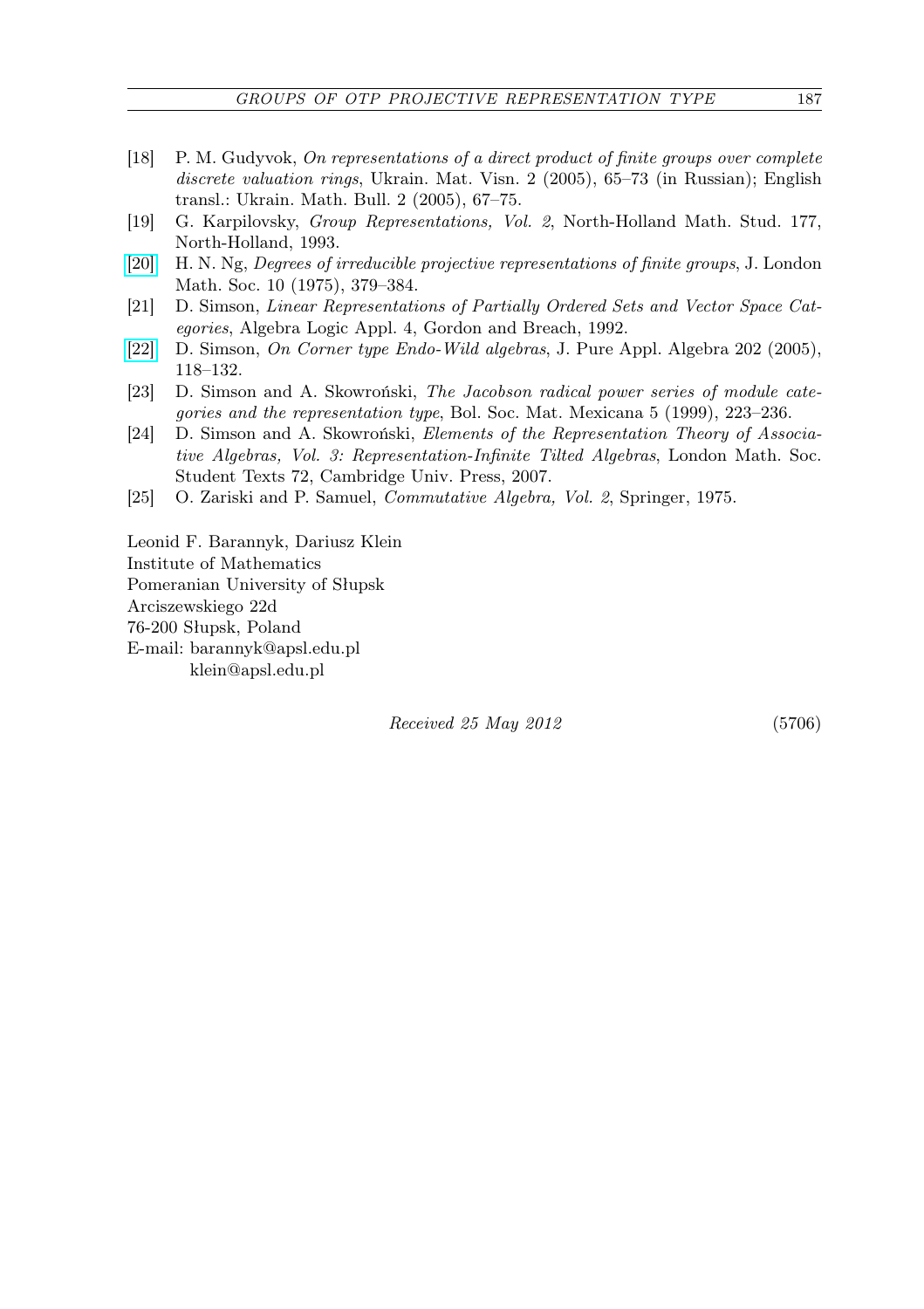[18] P. M. Gudyvok, *On representations of a direct product of finite groups over complete discrete valuation rings*, Ukrain. Mat. Visn. 2 (2005), 65–73 (in Russian); English transl.: Ukrain. Math. Bull. 2 (2005), 67–75.

[19] G. Karpilovsky, *Group Representations, Vol. 2*, North-Holland Math. Stud. 177, North-Holland, 1993.

[20] H. N. Ng, *Degrees of irreducible projective representations of finite groups*, J. London Math. Soc. 10 (1975), 379–384.

[21] D. Simson, *Linear Representations of Partially Ordered Sets and Vector Space Categories*, Algebra Logic Appl. 4, Gordon and Breach, 1992.

[22] D. Simson, *On Corner type Endo-Wild algebras*, J. Pure Appl. Algebra 202 (2005), 118–132.

[23] D. Simson and A. Skowroński, *The Jacobson radical power series of module categories and the representation type*, Bol. Soc. Mat. Mexicana 5 (1999), 223–236.

[24] D. Simson and A. Skowroński, *Elements of the Representation Theory of Associative Algebras, Vol. 3: Representation-Infinite Tilted Algebras*, London Math. Soc. Student Texts 72, Cambridge Univ. Press, 2007.

[25] O. Zariski and P. Samuel, *Commutative Algebra, Vol. 2*, Springer, 1975.

Leonid F. Barannyk, Dariusz Klein
Institute of Mathematics
Pomeranian University of Słupsk
Arciszewskiego 22d
76-200 Słupsk, Poland
E-mail: barannyk@apsl.edu.pl
klein@apsl.edu.pl

*Received 25 May 2012* (5706)